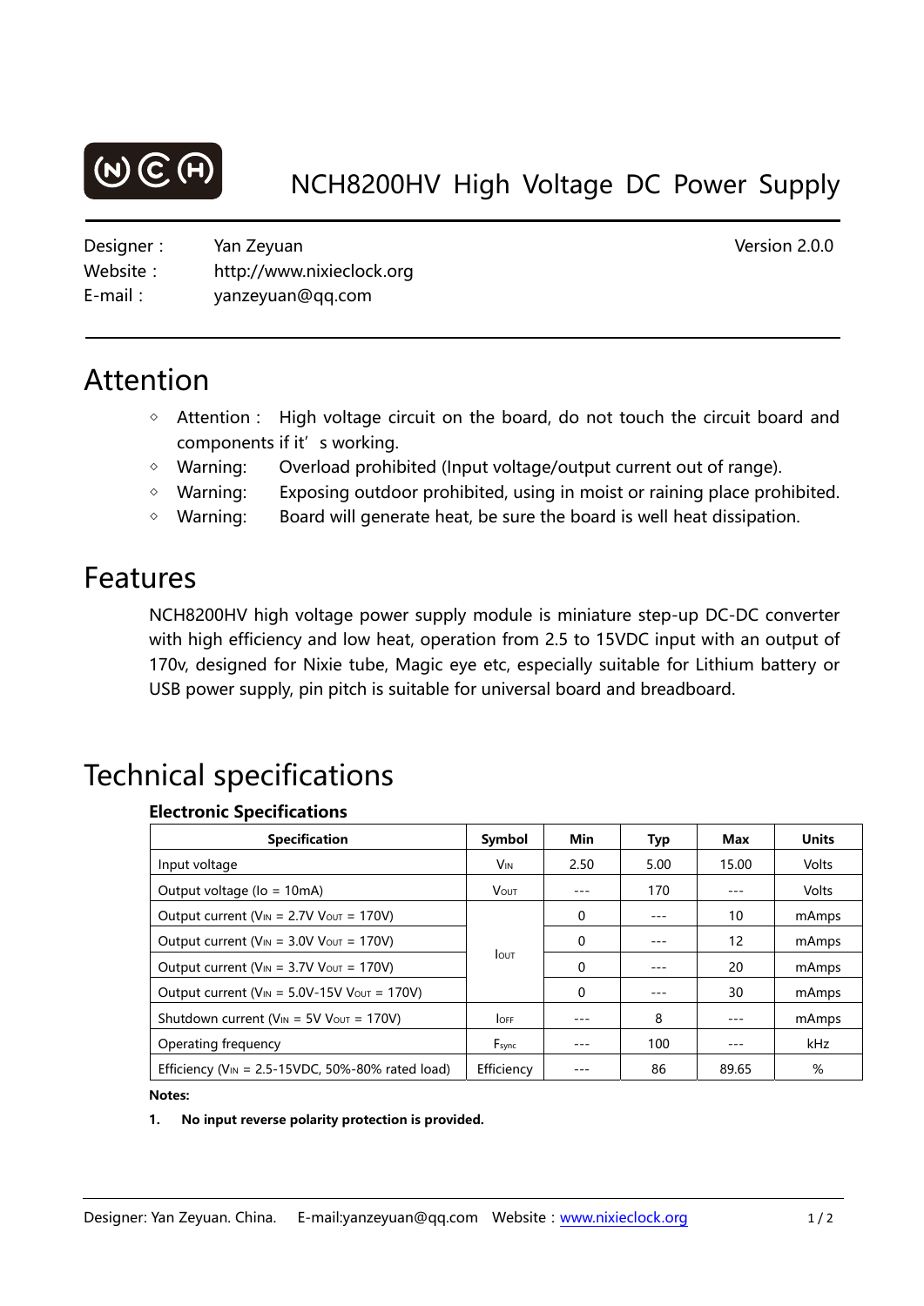# NCH8200HV High Voltage DC Power Supply

| | | |
|---|---|---|
| Designer : | Yan Zeyuan | Version 2.0.0 |
| Website : | http://www.nixieclock.org | |
| E-mail : | yanzeyuan@qq.com | |

## Attention

- Attention : High voltage circuit on the board, do not touch the circuit board and components if it's working.
- Warning: Overload prohibited (Input voltage/output current out of range).
- Warning: Exposing outdoor prohibited, using in moist or raining place prohibited.
- Warning: Board will generate heat, be sure the board is well heat dissipation.

## Features

NCH8200HV high voltage power supply module is miniature step-up DC-DC converter with high efficiency and low heat, operation from 2.5 to 15VDC input with an output of 170v, designed for Nixie tube, Magic eye etc, especially suitable for Lithium battery or USB power supply, pin pitch is suitable for universal board and breadboard.

## Technical specifications

### Electronic Specifications

| Specification | Symbol | Min | Typ | Max | Units |
|---|---|---|---|---|---|
| Input voltage | $V_{IN}$ | 2.50 | 5.00 | 15.00 | Volts |
| Output voltage (Io = 10mA) | $V_{OUT}$ | --- | 170 | --- | Volts |
| Output current ($V_{IN}$ = 2.7V $V_{OUT}$ = 170V) | $I_{OUT}$ | 0 | --- | 10 | mAmps |
| Output current ($V_{IN}$ = 3.0V $V_{OUT}$ = 170V) | | 0 | --- | 12 | mAmps |
| Output current ($V_{IN}$ = 3.7V $V_{OUT}$ = 170V) | | 0 | --- | 20 | mAmps |
| Output current ($V_{IN}$ = 5.0V-15V $V_{OUT}$ = 170V) | | 0 | --- | 30 | mAmps |
| Shutdown current ($V_{IN}$ = 5V $V_{OUT}$ = 170V) | $I_{OFF}$ | --- | 8 | --- | mAmps |
| Operating frequency | $F_{sync}$ | --- | 100 | --- | kHz |
| Efficiency ($V_{IN}$ = 2.5-15VDC, 50%-80% rated load) | Efficiency | --- | 86 | 89.65 | % |

**Notes:**

1. **No input reverse polarity protection is provided.**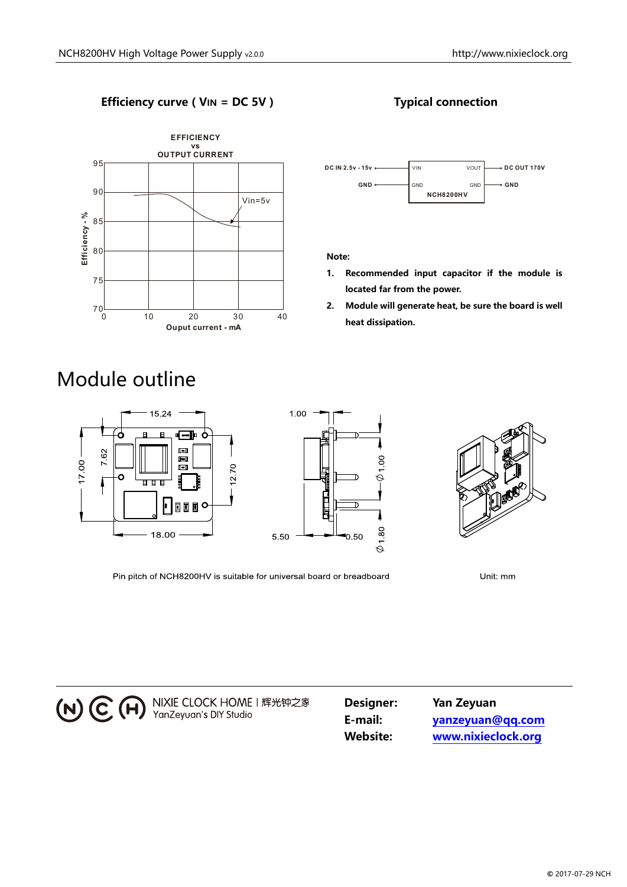## Efficiency curve ( VIN = DC 5V )

EFFICIENCY
vs
OUTPUT CURRENT

Efficiency - %

95
90
85
80
75
70

0
10
20
30
40

Ouput current - mA

Vin=5v

## Typical connection

DC IN 2.5v - 15v
GND
VIN
GND
VOUT
GND
NCH8200HV
DC OUT 170V
GND

**Note:**

1. **Recommended input capacitor if the module is located far from the power.**
2. **Module will generate heat, be sure the board is well heat dissipation.**

# Module outline

15.24
7.62
17.00
12.70
18.00
1.00
5.50
0.50
$\phi$1.00
$\phi$1.80

Pin pitch of NCH8200HV is suitable for universal board or breadboard

Unit: mm

NIXIE CLOCK HOME | 辉光钟之家
YanZeyuan's DIY Studio

**Designer:** **Yan Zeyuan**
**E-mail:** **yanzeyuan@qq.com**
**Website:** **www.nixieclock.org**

© 2017-07-29 NCH